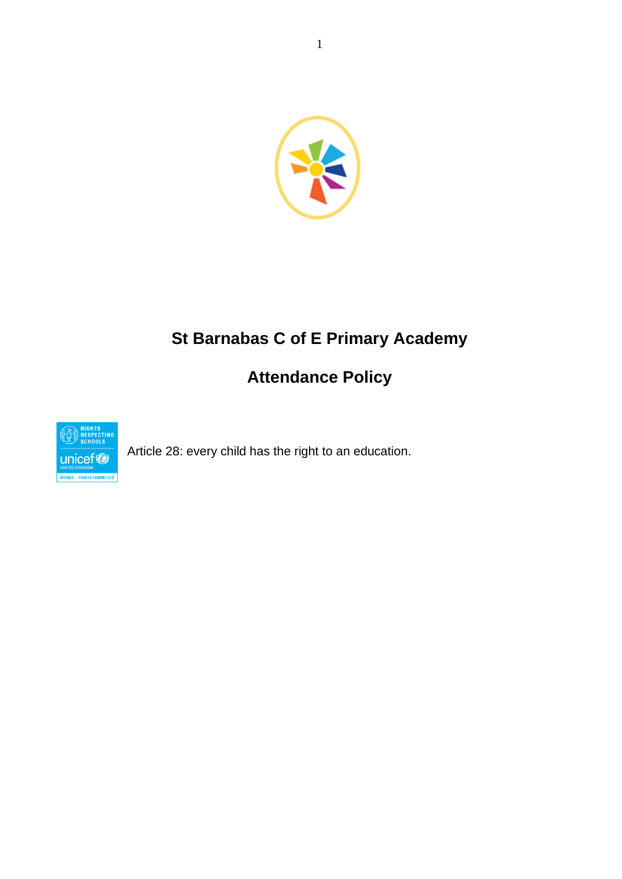# St Barnabas C of E Primary Academy

# Attendance Policy

Article 28: every child has the right to an education.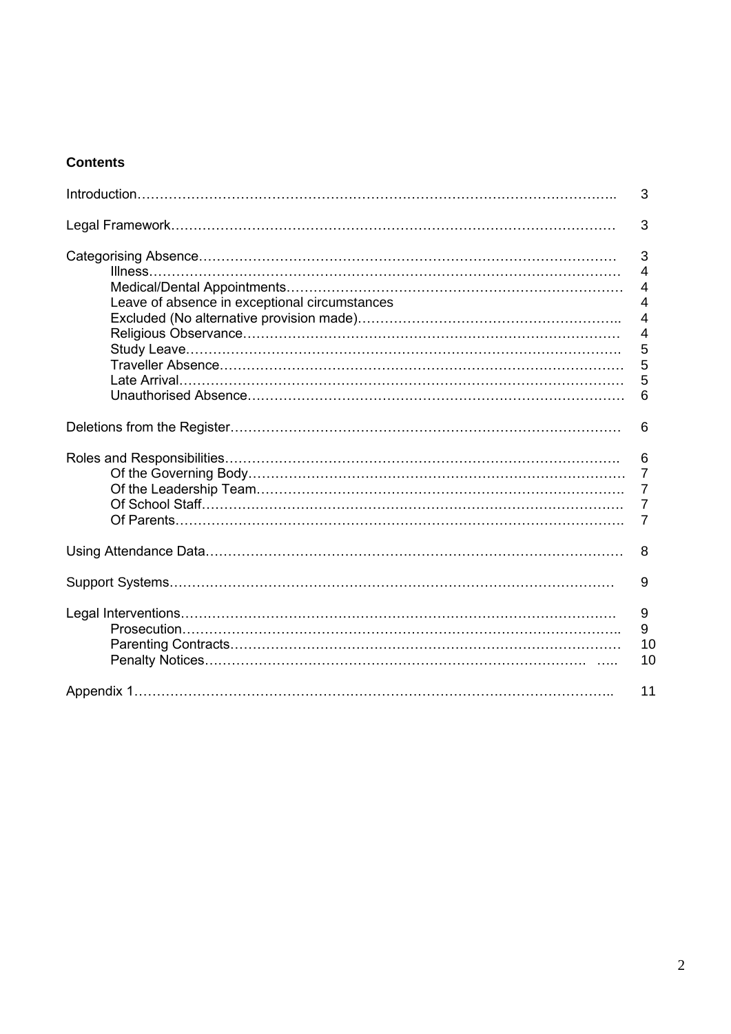**Contents**

| | |
|---|---|
| Introduction | 3 |
| Legal Framework | 3 |
| Categorising Absence | 3 |
| Illness | 4 |
| Medical/Dental Appointments | 4 |
| Leave of absence in exceptional circumstances | 4 |
| Excluded (No alternative provision made) | 4 |
| Religious Observance | 4 |
| Study Leave | 5 |
| Traveller Absence | 5 |
| Late Arrival | 5 |
| Unauthorised Absence | 6 |
| Deletions from the Register | 6 |
| Roles and Responsibilities | 6 |
| Of the Governing Body | 7 |
| Of the Leadership Team | 7 |
| Of School Staff | 7 |
| Of Parents | 7 |
| Using Attendance Data | 8 |
| Support Systems | 9 |
| Legal Interventions | 9 |
| Prosecution | 9 |
| Parenting Contracts | 10 |
| Penalty Notices | 10 |
| Appendix 1 | 11 |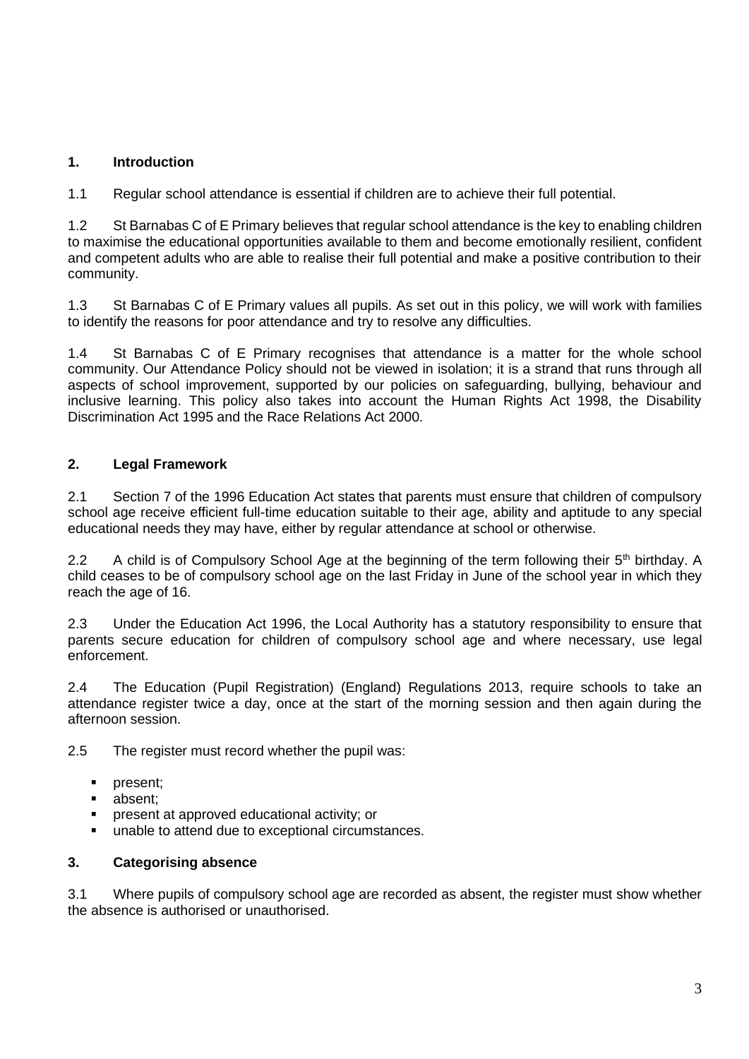## 1. Introduction

1.1 Regular school attendance is essential if children are to achieve their full potential.

1.2 St Barnabas C of E Primary believes that regular school attendance is the key to enabling children to maximise the educational opportunities available to them and become emotionally resilient, confident and competent adults who are able to realise their full potential and make a positive contribution to their community.

1.3 St Barnabas C of E Primary values all pupils. As set out in this policy, we will work with families to identify the reasons for poor attendance and try to resolve any difficulties.

1.4 St Barnabas C of E Primary recognises that attendance is a matter for the whole school community. Our Attendance Policy should not be viewed in isolation; it is a strand that runs through all aspects of school improvement, supported by our policies on safeguarding, bullying, behaviour and inclusive learning. This policy also takes into account the Human Rights Act 1998, the Disability Discrimination Act 1995 and the Race Relations Act 2000.

## 2. Legal Framework

2.1 Section 7 of the 1996 Education Act states that parents must ensure that children of compulsory school age receive efficient full-time education suitable to their age, ability and aptitude to any special educational needs they may have, either by regular attendance at school or otherwise.

2.2 A child is of Compulsory School Age at the beginning of the term following their 5th birthday. A child ceases to be of compulsory school age on the last Friday in June of the school year in which they reach the age of 16.

2.3 Under the Education Act 1996, the Local Authority has a statutory responsibility to ensure that parents secure education for children of compulsory school age and where necessary, use legal enforcement.

2.4 The Education (Pupil Registration) (England) Regulations 2013, require schools to take an attendance register twice a day, once at the start of the morning session and then again during the afternoon session.

2.5 The register must record whether the pupil was:

- present;
- absent;
- present at approved educational activity; or
- unable to attend due to exceptional circumstances.

## 3. Categorising absence

3.1 Where pupils of compulsory school age are recorded as absent, the register must show whether the absence is authorised or unauthorised.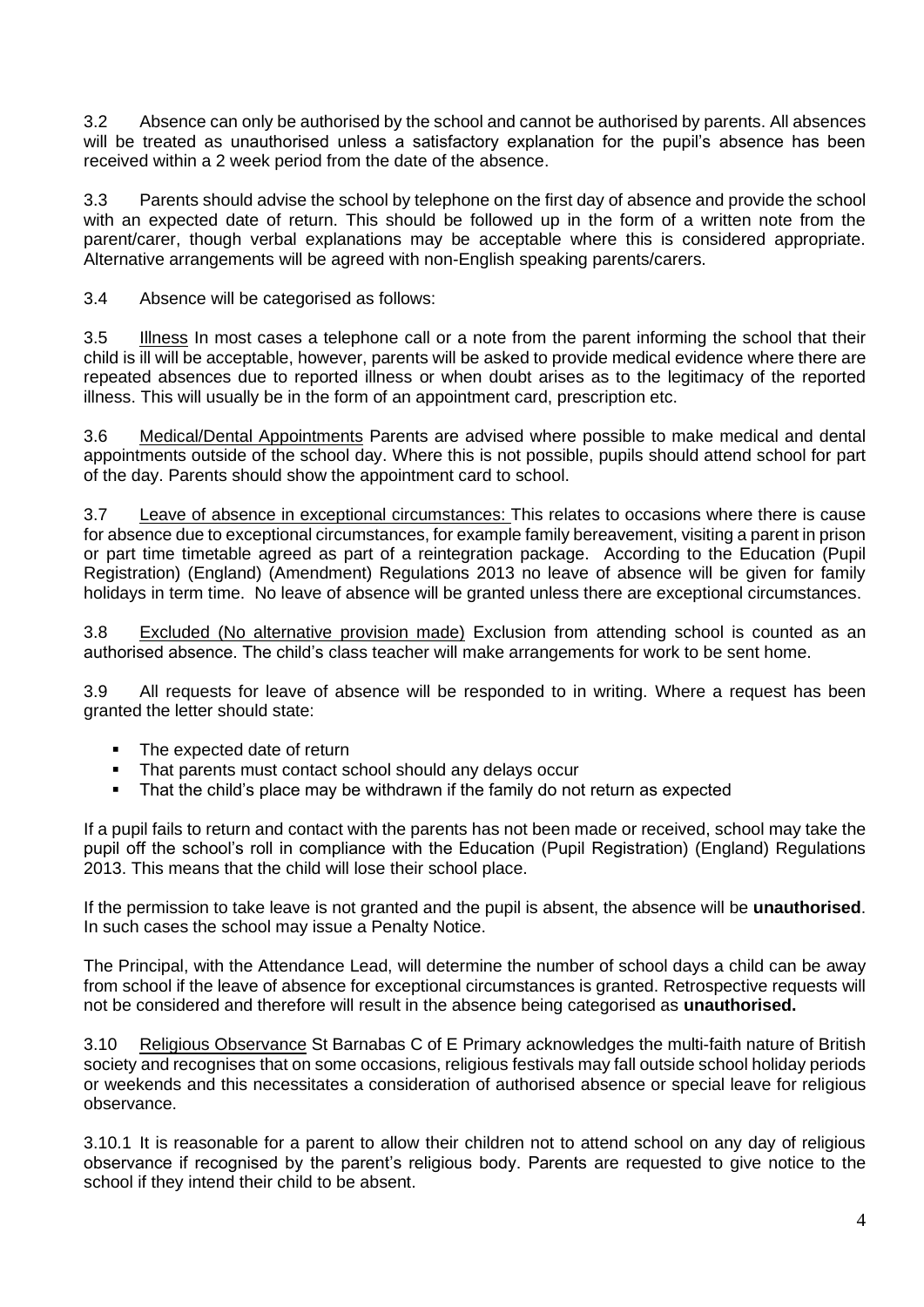3.2 Absence can only be authorised by the school and cannot be authorised by parents. All absences will be treated as unauthorised unless a satisfactory explanation for the pupil's absence has been received within a 2 week period from the date of the absence.

3.3 Parents should advise the school by telephone on the first day of absence and provide the school with an expected date of return. This should be followed up in the form of a written note from the parent/carer, though verbal explanations may be acceptable where this is considered appropriate. Alternative arrangements will be agreed with non-English speaking parents/carers.

3.4 Absence will be categorised as follows:

3.5 Illness In most cases a telephone call or a note from the parent informing the school that their child is ill will be acceptable, however, parents will be asked to provide medical evidence where there are repeated absences due to reported illness or when doubt arises as to the legitimacy of the reported illness. This will usually be in the form of an appointment card, prescription etc.

3.6 Medical/Dental Appointments Parents are advised where possible to make medical and dental appointments outside of the school day. Where this is not possible, pupils should attend school for part of the day. Parents should show the appointment card to school.

3.7 Leave of absence in exceptional circumstances: This relates to occasions where there is cause for absence due to exceptional circumstances, for example family bereavement, visiting a parent in prison or part time timetable agreed as part of a reintegration package. According to the Education (Pupil Registration) (England) (Amendment) Regulations 2013 no leave of absence will be given for family holidays in term time. No leave of absence will be granted unless there are exceptional circumstances.

3.8 Excluded (No alternative provision made) Exclusion from attending school is counted as an authorised absence. The child's class teacher will make arrangements for work to be sent home.

3.9 All requests for leave of absence will be responded to in writing. Where a request has been granted the letter should state:

- The expected date of return
- That parents must contact school should any delays occur
- That the child's place may be withdrawn if the family do not return as expected

If a pupil fails to return and contact with the parents has not been made or received, school may take the pupil off the school's roll in compliance with the Education (Pupil Registration) (England) Regulations 2013. This means that the child will lose their school place.

If the permission to take leave is not granted and the pupil is absent, the absence will be **unauthorised**. In such cases the school may issue a Penalty Notice.

The Principal, with the Attendance Lead, will determine the number of school days a child can be away from school if the leave of absence for exceptional circumstances is granted. Retrospective requests will not be considered and therefore will result in the absence being categorised as **unauthorised.**

3.10 Religious Observance St Barnabas C of E Primary acknowledges the multi-faith nature of British society and recognises that on some occasions, religious festivals may fall outside school holiday periods or weekends and this necessitates a consideration of authorised absence or special leave for religious observance.

3.10.1 It is reasonable for a parent to allow their children not to attend school on any day of religious observance if recognised by the parent's religious body. Parents are requested to give notice to the school if they intend their child to be absent.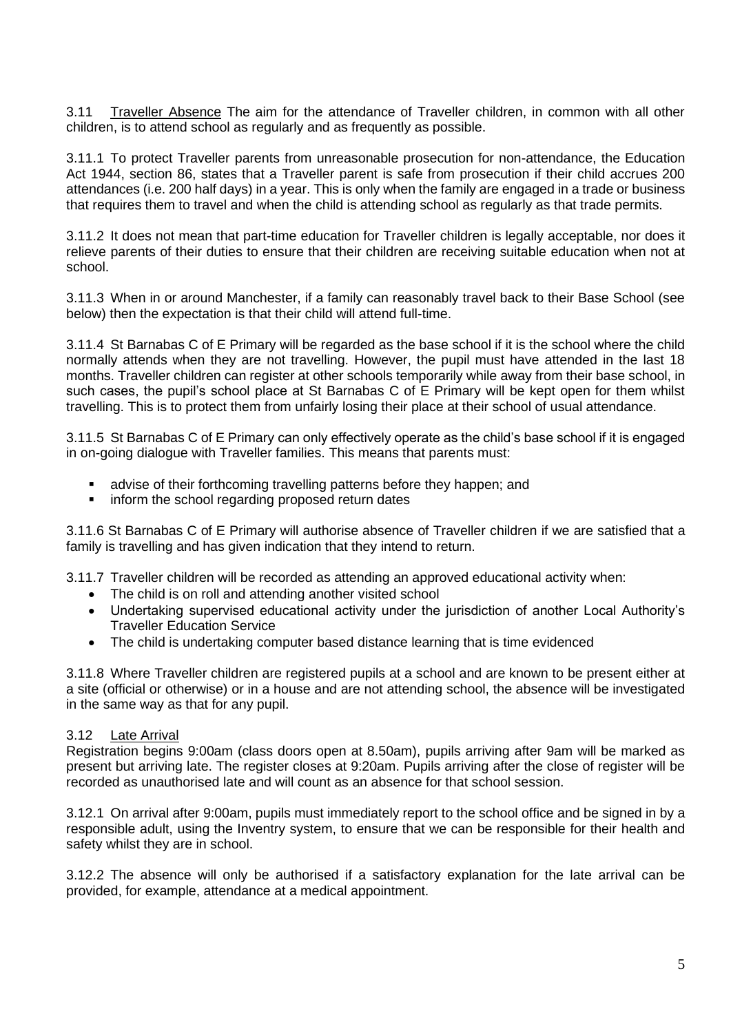3.11 <u>Traveller Absence</u> The aim for the attendance of Traveller children, in common with all other children, is to attend school as regularly and as frequently as possible.

3.11.1 To protect Traveller parents from unreasonable prosecution for non-attendance, the Education Act 1944, section 86, states that a Traveller parent is safe from prosecution if their child accrues 200 attendances (i.e. 200 half days) in a year. This is only when the family are engaged in a trade or business that requires them to travel and when the child is attending school as regularly as that trade permits.

3.11.2 It does not mean that part-time education for Traveller children is legally acceptable, nor does it relieve parents of their duties to ensure that their children are receiving suitable education when not at school.

3.11.3 When in or around Manchester, if a family can reasonably travel back to their Base School (see below) then the expectation is that their child will attend full-time.

3.11.4 St Barnabas C of E Primary will be regarded as the base school if it is the school where the child normally attends when they are not travelling. However, the pupil must have attended in the last 18 months. Traveller children can register at other schools temporarily while away from their base school, in such cases, the pupil's school place at St Barnabas C of E Primary will be kept open for them whilst travelling. This is to protect them from unfairly losing their place at their school of usual attendance.

3.11.5 St Barnabas C of E Primary can only effectively operate as the child's base school if it is engaged in on-going dialogue with Traveller families. This means that parents must:

- advise of their forthcoming travelling patterns before they happen; and
- inform the school regarding proposed return dates

3.11.6 St Barnabas C of E Primary will authorise absence of Traveller children if we are satisfied that a family is travelling and has given indication that they intend to return.

3.11.7 Traveller children will be recorded as attending an approved educational activity when:

- The child is on roll and attending another visited school
- Undertaking supervised educational activity under the jurisdiction of another Local Authority's Traveller Education Service
- The child is undertaking computer based distance learning that is time evidenced

3.11.8 Where Traveller children are registered pupils at a school and are known to be present either at a site (official or otherwise) or in a house and are not attending school, the absence will be investigated in the same way as that for any pupil.

3.12 <u>Late Arrival</u>

Registration begins 9:00am (class doors open at 8.50am), pupils arriving after 9am will be marked as present but arriving late. The register closes at 9:20am. Pupils arriving after the close of register will be recorded as unauthorised late and will count as an absence for that school session.

3.12.1 On arrival after 9:00am, pupils must immediately report to the school office and be signed in by a responsible adult, using the Inventry system, to ensure that we can be responsible for their health and safety whilst they are in school.

3.12.2 The absence will only be authorised if a satisfactory explanation for the late arrival can be provided, for example, attendance at a medical appointment.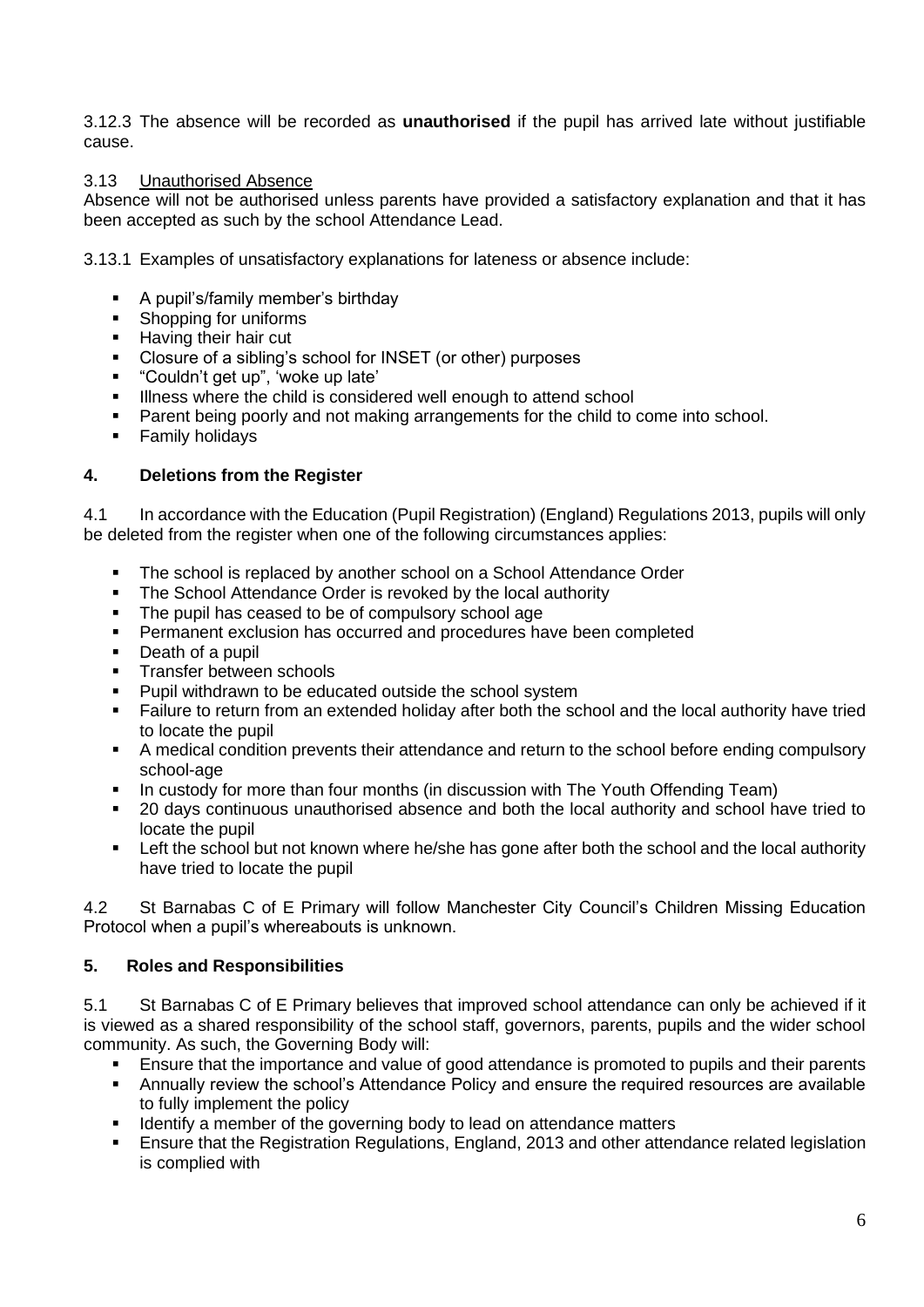3.12.3 The absence will be recorded as **unauthorised** if the pupil has arrived late without justifiable cause.

3.13 Unauthorised Absence

Absence will not be authorised unless parents have provided a satisfactory explanation and that it has been accepted as such by the school Attendance Lead.

3.13.1 Examples of unsatisfactory explanations for lateness or absence include:

- A pupil's/family member's birthday
- Shopping for uniforms
- Having their hair cut
- Closure of a sibling's school for INSET (or other) purposes
- "Couldn't get up", 'woke up late'
- Illness where the child is considered well enough to attend school
- Parent being poorly and not making arrangements for the child to come into school.
- Family holidays

## 4. Deletions from the Register

4.1 In accordance with the Education (Pupil Registration) (England) Regulations 2013, pupils will only be deleted from the register when one of the following circumstances applies:

- The school is replaced by another school on a School Attendance Order
- The School Attendance Order is revoked by the local authority
- The pupil has ceased to be of compulsory school age
- Permanent exclusion has occurred and procedures have been completed
- Death of a pupil
- Transfer between schools
- Pupil withdrawn to be educated outside the school system
- Failure to return from an extended holiday after both the school and the local authority have tried to locate the pupil
- A medical condition prevents their attendance and return to the school before ending compulsory school-age
- In custody for more than four months (in discussion with The Youth Offending Team)
- 20 days continuous unauthorised absence and both the local authority and school have tried to locate the pupil
- Left the school but not known where he/she has gone after both the school and the local authority have tried to locate the pupil

4.2 St Barnabas C of E Primary will follow Manchester City Council's Children Missing Education Protocol when a pupil's whereabouts is unknown.

## 5. Roles and Responsibilities

5.1 St Barnabas C of E Primary believes that improved school attendance can only be achieved if it is viewed as a shared responsibility of the school staff, governors, parents, pupils and the wider school community. As such, the Governing Body will:

- Ensure that the importance and value of good attendance is promoted to pupils and their parents
- Annually review the school's Attendance Policy and ensure the required resources are available to fully implement the policy
- Identify a member of the governing body to lead on attendance matters
- Ensure that the Registration Regulations, England, 2013 and other attendance related legislation is complied with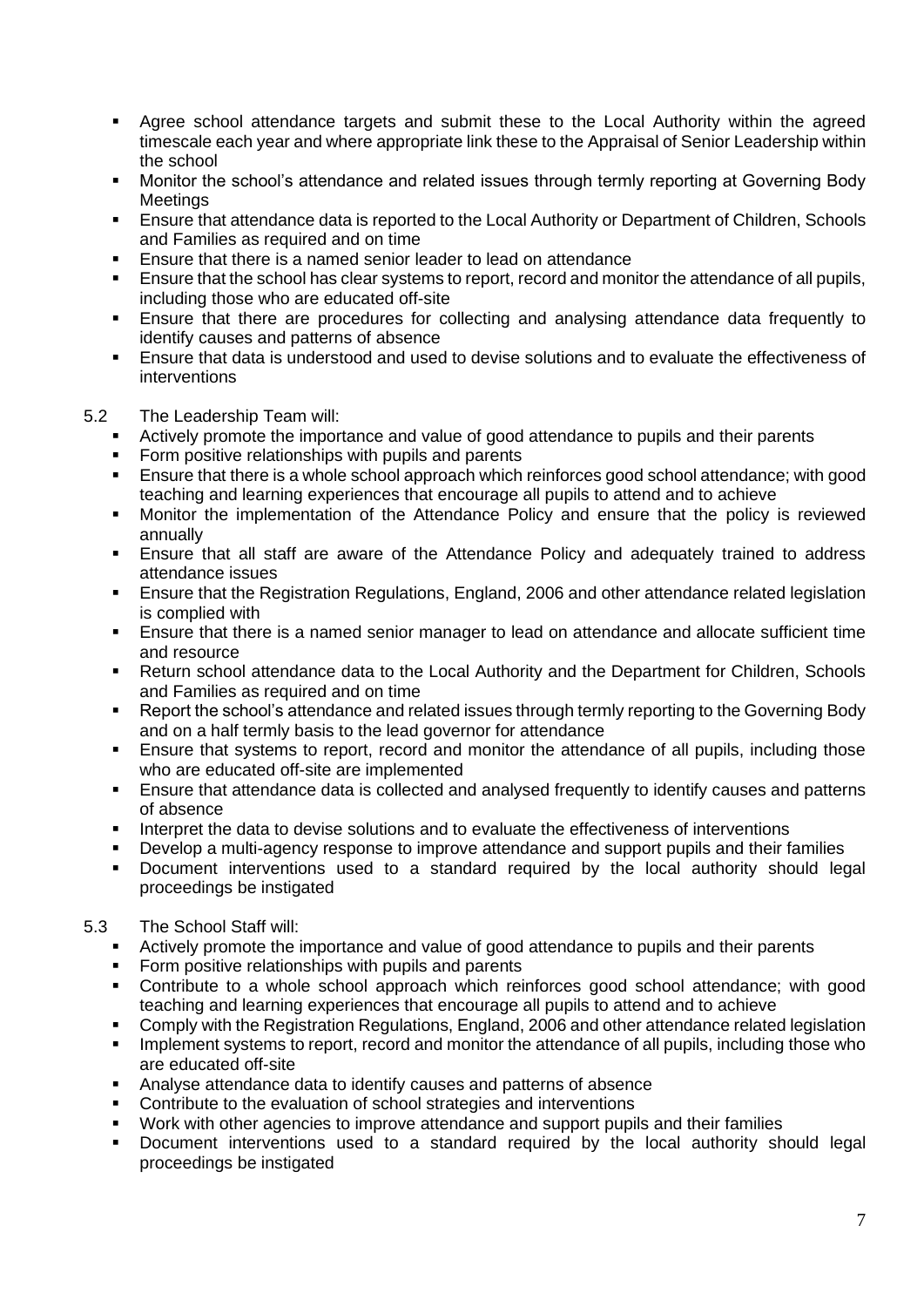- Agree school attendance targets and submit these to the Local Authority within the agreed timescale each year and where appropriate link these to the Appraisal of Senior Leadership within the school
- Monitor the school's attendance and related issues through termly reporting at Governing Body Meetings
- Ensure that attendance data is reported to the Local Authority or Department of Children, Schools and Families as required and on time
- Ensure that there is a named senior leader to lead on attendance
- Ensure that the school has clear systems to report, record and monitor the attendance of all pupils, including those who are educated off-site
- Ensure that there are procedures for collecting and analysing attendance data frequently to identify causes and patterns of absence
- Ensure that data is understood and used to devise solutions and to evaluate the effectiveness of interventions

5.2 The Leadership Team will:

- Actively promote the importance and value of good attendance to pupils and their parents
- Form positive relationships with pupils and parents
- Ensure that there is a whole school approach which reinforces good school attendance; with good teaching and learning experiences that encourage all pupils to attend and to achieve
- Monitor the implementation of the Attendance Policy and ensure that the policy is reviewed annually
- Ensure that all staff are aware of the Attendance Policy and adequately trained to address attendance issues
- Ensure that the Registration Regulations, England, 2006 and other attendance related legislation is complied with
- Ensure that there is a named senior manager to lead on attendance and allocate sufficient time and resource
- Return school attendance data to the Local Authority and the Department for Children, Schools and Families as required and on time
- Report the school's attendance and related issues through termly reporting to the Governing Body and on a half termly basis to the lead governor for attendance
- Ensure that systems to report, record and monitor the attendance of all pupils, including those who are educated off-site are implemented
- Ensure that attendance data is collected and analysed frequently to identify causes and patterns of absence
- Interpret the data to devise solutions and to evaluate the effectiveness of interventions
- Develop a multi-agency response to improve attendance and support pupils and their families
- Document interventions used to a standard required by the local authority should legal proceedings be instigated

5.3 The School Staff will:

- Actively promote the importance and value of good attendance to pupils and their parents
- Form positive relationships with pupils and parents
- Contribute to a whole school approach which reinforces good school attendance; with good teaching and learning experiences that encourage all pupils to attend and to achieve
- Comply with the Registration Regulations, England, 2006 and other attendance related legislation
- Implement systems to report, record and monitor the attendance of all pupils, including those who are educated off-site
- Analyse attendance data to identify causes and patterns of absence
- Contribute to the evaluation of school strategies and interventions
- Work with other agencies to improve attendance and support pupils and their families
- Document interventions used to a standard required by the local authority should legal proceedings be instigated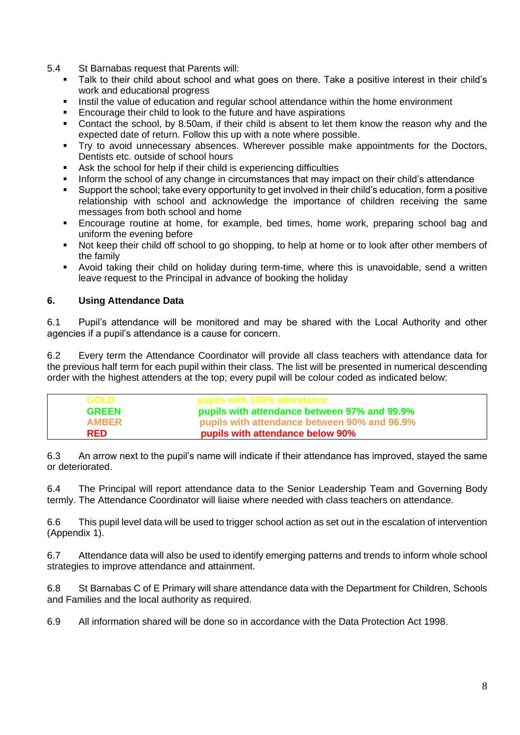5.4 St Barnabas request that Parents will:

- Talk to their child about school and what goes on there. Take a positive interest in their child's work and educational progress
- Instil the value of education and regular school attendance within the home environment
- Encourage their child to look to the future and have aspirations
- Contact the school, by 8.50am, if their child is absent to let them know the reason why and the expected date of return. Follow this up with a note where possible.
- Try to avoid unnecessary absences. Wherever possible make appointments for the Doctors, Dentists etc. outside of school hours
- Ask the school for help if their child is experiencing difficulties
- Inform the school of any change in circumstances that may impact on their child's attendance
- Support the school; take every opportunity to get involved in their child's education, form a positive relationship with school and acknowledge the importance of children receiving the same messages from both school and home
- Encourage routine at home, for example, bed times, home work, preparing school bag and uniform the evening before
- Not keep their child off school to go shopping, to help at home or to look after other members of the family
- Avoid taking their child on holiday during term-time, where this is unavoidable, send a written leave request to the Principal in advance of booking the holiday

## 6. Using Attendance Data

6.1 Pupil's attendance will be monitored and may be shared with the Local Authority and other agencies if a pupil's attendance is a cause for concern.

6.2 Every term the Attendance Coordinator will provide all class teachers with attendance data for the previous half term for each pupil within their class. The list will be presented in numerical descending order with the highest attenders at the top; every pupil will be colour coded as indicated below:

| | |
|---|---|
| **GOLD** | **pupils with 100% attendance** |
| **GREEN** | **pupils with attendance between 97% and 99.9%** |
| **AMBER** | **pupils with attendance between 90% and 96.9%** |
| **RED** | **pupils with attendance below 90%** |

6.3 An arrow next to the pupil's name will indicate if their attendance has improved, stayed the same or deteriorated.

6.4 The Principal will report attendance data to the Senior Leadership Team and Governing Body termly. The Attendance Coordinator will liaise where needed with class teachers on attendance.

6.6 This pupil level data will be used to trigger school action as set out in the escalation of intervention (Appendix 1).

6.7 Attendance data will also be used to identify emerging patterns and trends to inform whole school strategies to improve attendance and attainment.

6.8 St Barnabas C of E Primary will share attendance data with the Department for Children, Schools and Families and the local authority as required.

6.9 All information shared will be done so in accordance with the Data Protection Act 1998.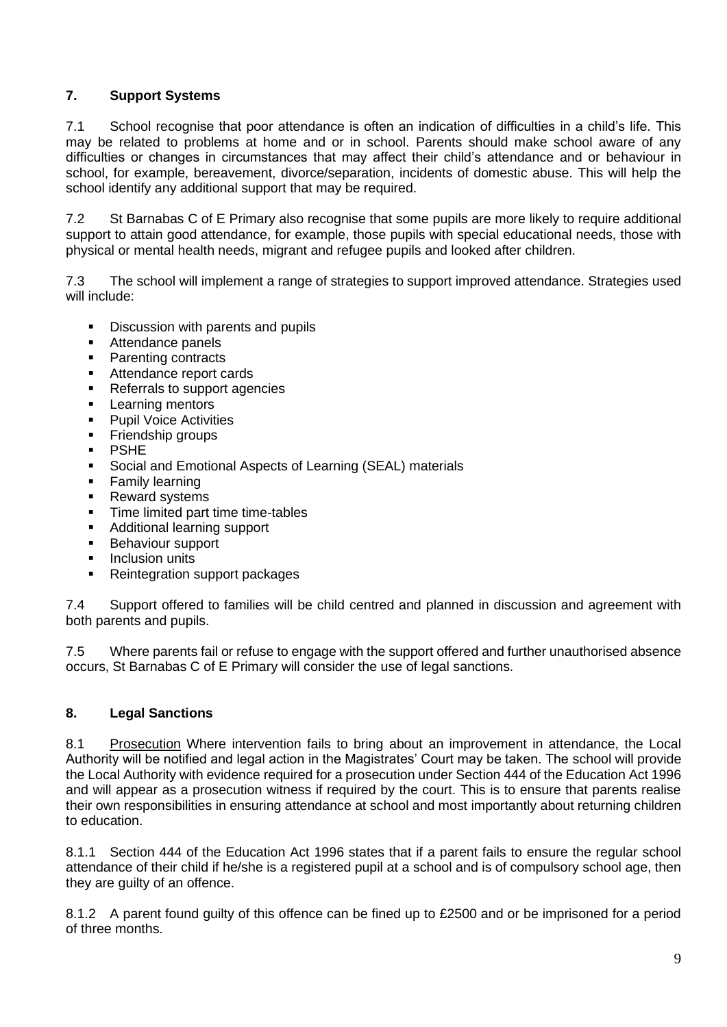## 7. Support Systems

7.1 School recognise that poor attendance is often an indication of difficulties in a child's life. This may be related to problems at home and or in school. Parents should make school aware of any difficulties or changes in circumstances that may affect their child's attendance and or behaviour in school, for example, bereavement, divorce/separation, incidents of domestic abuse. This will help the school identify any additional support that may be required.

7.2 St Barnabas C of E Primary also recognise that some pupils are more likely to require additional support to attain good attendance, for example, those pupils with special educational needs, those with physical or mental health needs, migrant and refugee pupils and looked after children.

7.3 The school will implement a range of strategies to support improved attendance. Strategies used will include:

- Discussion with parents and pupils
- Attendance panels
- Parenting contracts
- Attendance report cards
- Referrals to support agencies
- Learning mentors
- Pupil Voice Activities
- Friendship groups
- PSHE
- Social and Emotional Aspects of Learning (SEAL) materials
- Family learning
- Reward systems
- Time limited part time time-tables
- Additional learning support
- Behaviour support
- Inclusion units
- Reintegration support packages

7.4 Support offered to families will be child centred and planned in discussion and agreement with both parents and pupils.

7.5 Where parents fail or refuse to engage with the support offered and further unauthorised absence occurs, St Barnabas C of E Primary will consider the use of legal sanctions.

## 8. Legal Sanctions

8.1 Prosecution Where intervention fails to bring about an improvement in attendance, the Local Authority will be notified and legal action in the Magistrates' Court may be taken. The school will provide the Local Authority with evidence required for a prosecution under Section 444 of the Education Act 1996 and will appear as a prosecution witness if required by the court. This is to ensure that parents realise their own responsibilities in ensuring attendance at school and most importantly about returning children to education.

8.1.1 Section 444 of the Education Act 1996 states that if a parent fails to ensure the regular school attendance of their child if he/she is a registered pupil at a school and is of compulsory school age, then they are guilty of an offence.

8.1.2 A parent found guilty of this offence can be fined up to £2500 and or be imprisoned for a period of three months.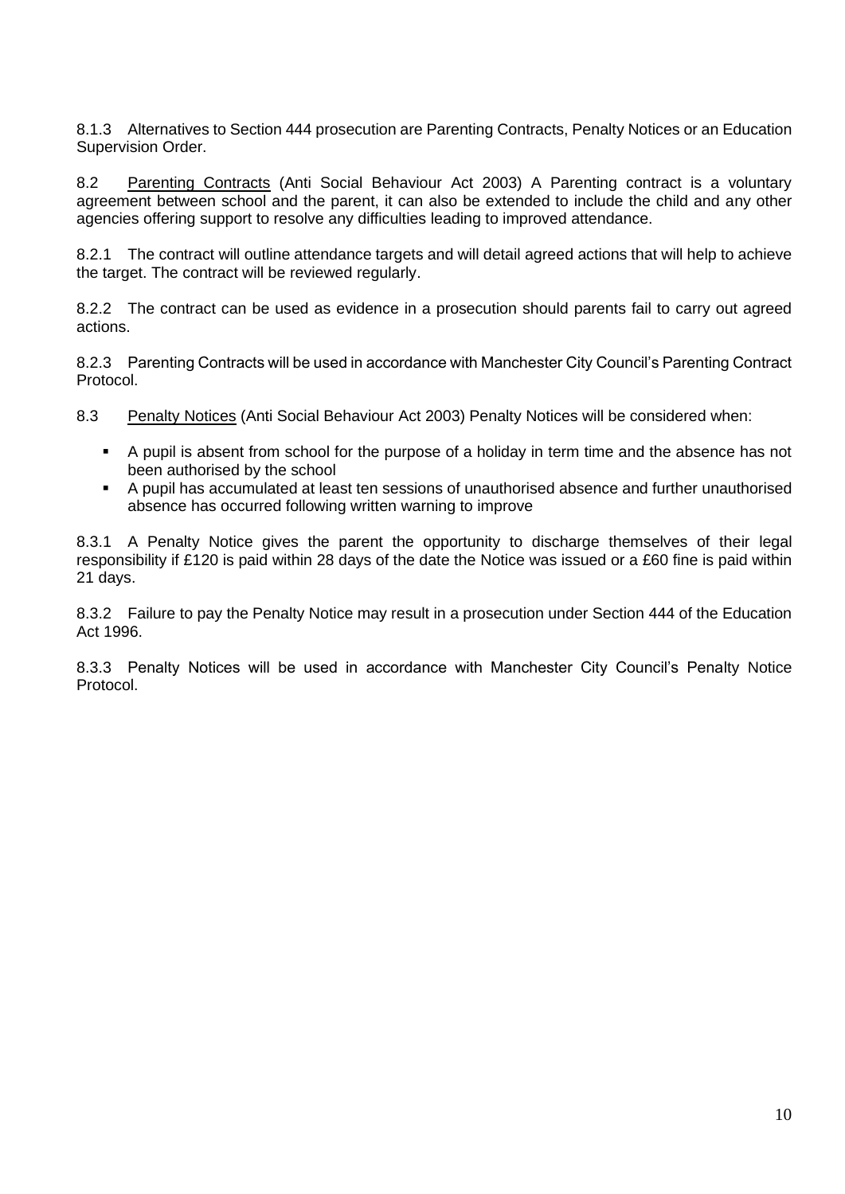8.1.3 Alternatives to Section 444 prosecution are Parenting Contracts, Penalty Notices or an Education Supervision Order.

8.2 Parenting Contracts (Anti Social Behaviour Act 2003) A Parenting contract is a voluntary agreement between school and the parent, it can also be extended to include the child and any other agencies offering support to resolve any difficulties leading to improved attendance.

8.2.1 The contract will outline attendance targets and will detail agreed actions that will help to achieve the target. The contract will be reviewed regularly.

8.2.2 The contract can be used as evidence in a prosecution should parents fail to carry out agreed actions.

8.2.3 Parenting Contracts will be used in accordance with Manchester City Council's Parenting Contract Protocol.

8.3 Penalty Notices (Anti Social Behaviour Act 2003) Penalty Notices will be considered when:

- A pupil is absent from school for the purpose of a holiday in term time and the absence has not been authorised by the school
- A pupil has accumulated at least ten sessions of unauthorised absence and further unauthorised absence has occurred following written warning to improve

8.3.1 A Penalty Notice gives the parent the opportunity to discharge themselves of their legal responsibility if £120 is paid within 28 days of the date the Notice was issued or a £60 fine is paid within 21 days.

8.3.2 Failure to pay the Penalty Notice may result in a prosecution under Section 444 of the Education Act 1996.

8.3.3 Penalty Notices will be used in accordance with Manchester City Council's Penalty Notice Protocol.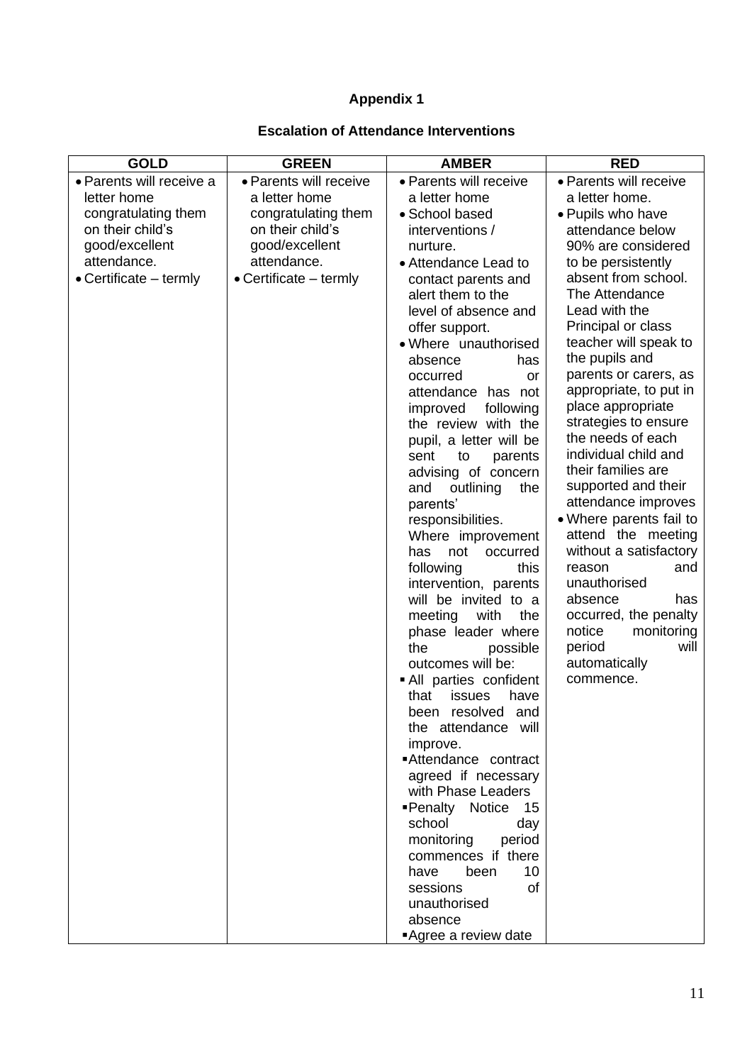# Appendix 1

## Escalation of Attendance Interventions

| GOLD | GREEN | AMBER | RED |
|---|---|---|---|
| • Parents will receive a letter home congratulating them on their child's good/excellent attendance.<br>• Certificate – termly | • Parents will receive a letter home congratulating them on their child's good/excellent attendance.<br>• Certificate – termly | • Parents will receive a letter home<br>• School based interventions / nurture.<br>• Attendance Lead to contact parents and alert them to the level of absence and offer support.<br>• Where unauthorised absence has occurred or attendance has not improved following the review with the pupil, a letter will be sent to parents advising of concern and outlining the parents' responsibilities. Where improvement has not occurred following this intervention, parents will be invited to a meeting with the phase leader where the possible outcomes will be:<br>▪ All parties confident that issues have been resolved and the attendance will improve.<br>▪ Attendance contract agreed if necessary with Phase Leaders<br>▪ Penalty Notice 15 school day monitoring period commences if there have been 10 sessions of unauthorised absence<br>▪ Agree a review date | • Parents will receive a letter home.<br>• Pupils who have attendance below 90% are considered to be persistently absent from school. The Attendance Lead with the Principal or class teacher will speak to the pupils and parents or carers, as appropriate, to put in place appropriate strategies to ensure the needs of each individual child and their families are supported and their attendance improves<br>• Where parents fail to attend the meeting without a satisfactory reason and unauthorised absence has occurred, the penalty notice monitoring period will automatically commence. |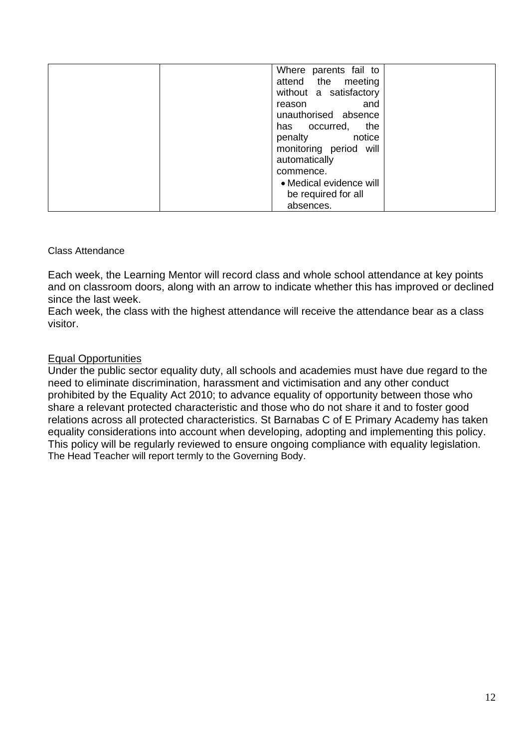| | | Where parents fail to attend the meeting without a satisfactory reason and unauthorised absence has occurred, the penalty notice monitoring period will automatically commence.<br>• Medical evidence will be required for all absences. | |
|---|---|---|---|

Class Attendance

Each week, the Learning Mentor will record class and whole school attendance at key points and on classroom doors, along with an arrow to indicate whether this has improved or declined since the last week.
Each week, the class with the highest attendance will receive the attendance bear as a class visitor.

## Equal Opportunities

Under the public sector equality duty, all schools and academies must have due regard to the need to eliminate discrimination, harassment and victimisation and any other conduct prohibited by the Equality Act 2010; to advance equality of opportunity between those who share a relevant protected characteristic and those who do not share it and to foster good relations across all protected characteristics. St Barnabas C of E Primary Academy has taken equality considerations into account when developing, adopting and implementing this policy. This policy will be regularly reviewed to ensure ongoing compliance with equality legislation.
The Head Teacher will report termly to the Governing Body.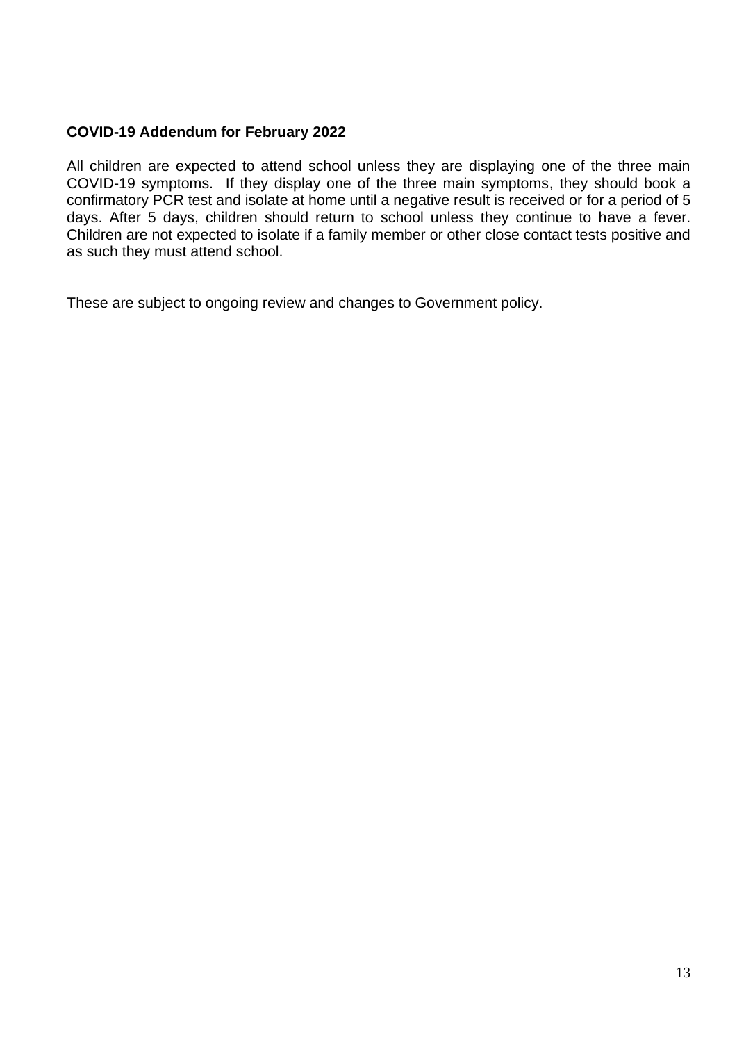**COVID-19 Addendum for February 2022**

All children are expected to attend school unless they are displaying one of the three main COVID-19 symptoms. If they display one of the three main symptoms, they should book a confirmatory PCR test and isolate at home until a negative result is received or for a period of 5 days. After 5 days, children should return to school unless they continue to have a fever. Children are not expected to isolate if a family member or other close contact tests positive and as such they must attend school.

These are subject to ongoing review and changes to Government policy.